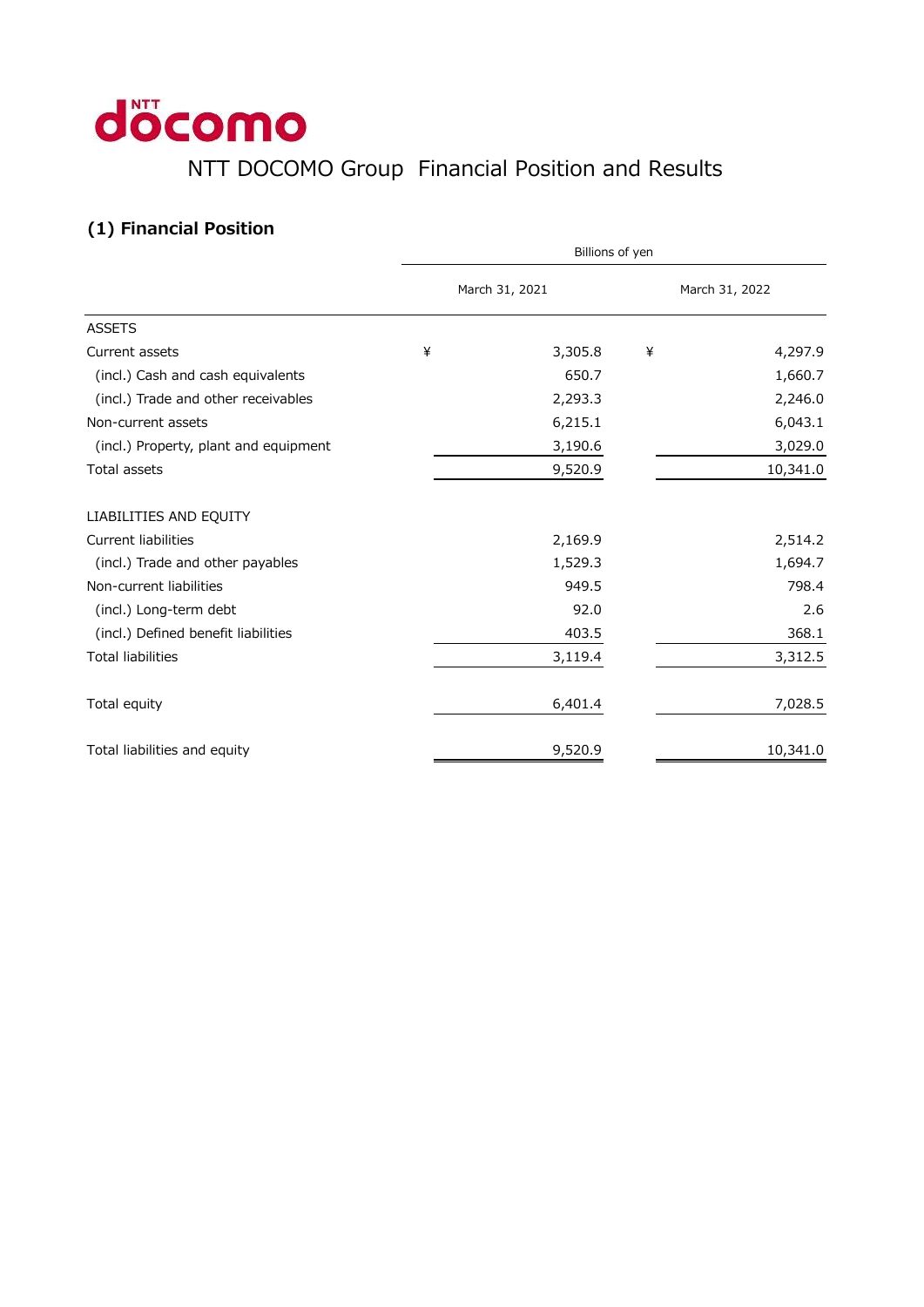# NTT DOCOMO Group Financial Position and Results

## (1) Financial Position

| | Billions of yen | |
|---|---|---|
| | March 31, 2021 | March 31, 2022 |
| ASSETS | | |
| Current assets | ¥ 3,305.8 | ¥ 4,297.9 |
| (incl.) Cash and cash equivalents | 650.7 | 1,660.7 |
| (incl.) Trade and other receivables | 2,293.3 | 2,246.0 |
| Non-current assets | 6,215.1 | 6,043.1 |
| (incl.) Property, plant and equipment | 3,190.6 | 3,029.0 |
| Total assets | 9,520.9 | 10,341.0 |
| LIABILITIES AND EQUITY | | |
| Current liabilities | 2,169.9 | 2,514.2 |
| (incl.) Trade and other payables | 1,529.3 | 1,694.7 |
| Non-current liabilities | 949.5 | 798.4 |
| (incl.) Long-term debt | 92.0 | 2.6 |
| (incl.) Defined benefit liabilities | 403.5 | 368.1 |
| Total liabilities | 3,119.4 | 3,312.5 |
| Total equity | 6,401.4 | 7,028.5 |
| Total liabilities and equity | 9,520.9 | 10,341.0 |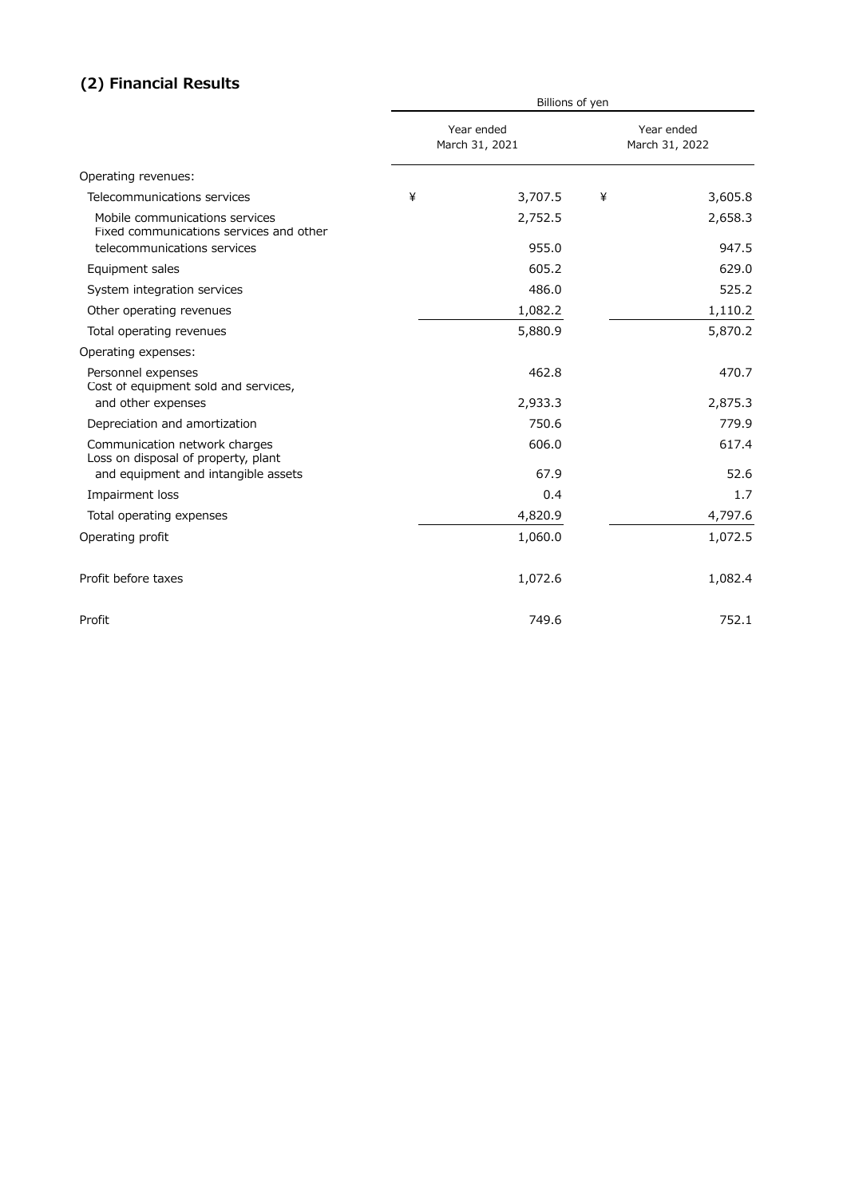## (2) Financial Results

| | Billions of yen | |
|---|---|---|
| | Year ended March 31, 2021 | Year ended March 31, 2022 |
| Operating revenues: | | |
| Telecommunications services | ¥ 3,707.5 | ¥ 3,605.8 |
| Mobile communications services | 2,752.5 | 2,658.3 |
| Fixed communications services and other telecommunications services | 955.0 | 947.5 |
| Equipment sales | 605.2 | 629.0 |
| System integration services | 486.0 | 525.2 |
| Other operating revenues | 1,082.2 | 1,110.2 |
| Total operating revenues | 5,880.9 | 5,870.2 |
| Operating expenses: | | |
| Personnel expenses | 462.8 | 470.7 |
| Cost of equipment sold and services, and other expenses | 2,933.3 | 2,875.3 |
| Depreciation and amortization | 750.6 | 779.9 |
| Communication network charges | 606.0 | 617.4 |
| Loss on disposal of property, plant and equipment and intangible assets | 67.9 | 52.6 |
| Impairment loss | 0.4 | 1.7 |
| Total operating expenses | 4,820.9 | 4,797.6 |
| Operating profit | 1,060.0 | 1,072.5 |
| Profit before taxes | 1,072.6 | 1,082.4 |
| Profit | 749.6 | 752.1 |